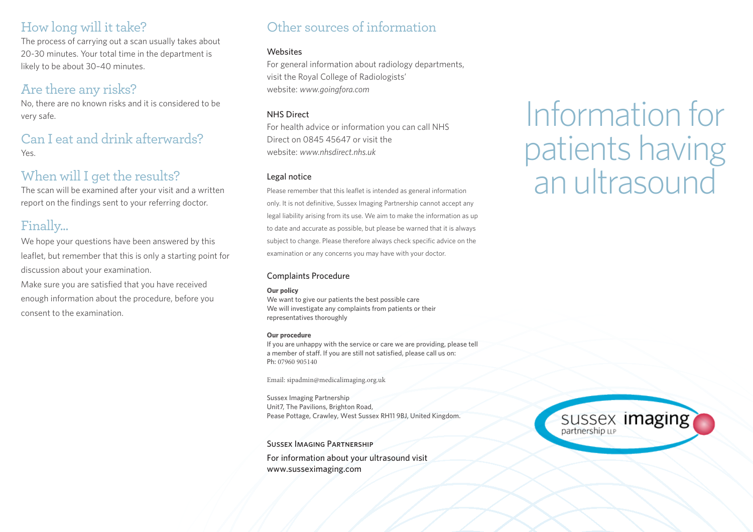## How long will it take?

The process of carrying out a scan usually takes about 20-30 minutes. Your total time in the department is likely to be about 30–40 minutes.

## Are there any risks?

No, there are no known risks and it is considered to be very safe.

## Can I eat and drink afterwards?

Yes.

## When will I get the results?

The scan will be examined after your visit and a written report on the findings sent to your referring doctor.

## Finally...

We hope your questions have been answered by this leaflet, but remember that this is only a starting point for discussion about your examination.

Make sure you are satisfied that you have received enough information about the procedure, before you consent to the examination.

## Other sources of information

### Websites

For general information about radiology departments, visit the Royal College of Radiologists' website: *www.goingfora.com*

### NHS Direct

For health advice or information you can call NHS Direct on 0845 45647 or visit the website: *www.nhsdirect.nhs.uk*

### Legal notice

Please remember that this leaflet is intended as general information only. It is not definitive, Sussex Imaging Partnership cannot accept any legal liability arising from its use. We aim to make the information as up to date and accurate as possible, but please be warned that it is always subject to change. Please therefore always check specific advice on the examination or any concerns you may have with your doctor.

### Complaints Procedure

**Our policy**
We want to give our patients the best possible care
We will investigate any complaints from patients or their representatives thoroughly

**Our procedure**
If you are unhappy with the service or care we are providing, please tell a member of staff. If you are still not satisfied, please call us on:
Ph: 07960 905140

Email: sipadmin@medicalimaging.org.uk

Sussex Imaging Partnership
Unit7, The Pavilions, Brighton Road,
Pease Pottage, Crawley, West Sussex RH11 9BJ, United Kingdom.

SUSSEX IMAGING PARTNERSHIP

For information about your ultrasound visit
www.susseximaging.com

# Information for patients having an ultrasound

sussex imaging partnership LLP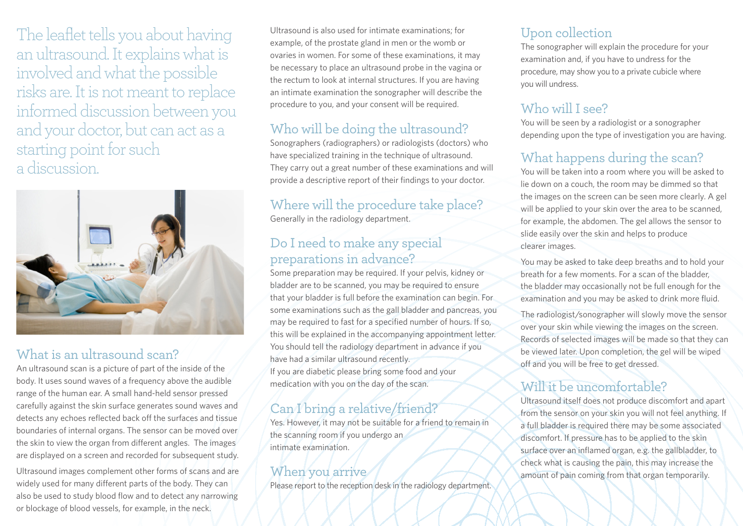The leaflet tells you about having an ultrasound. It explains what is involved and what the possible risks are. It is not meant to replace informed discussion between you and your doctor, but can act as a starting point for such a discussion.

## What is an ultrasound scan?

An ultrasound scan is a picture of part of the inside of the body. It uses sound waves of a frequency above the audible range of the human ear. A small hand-held sensor pressed carefully against the skin surface generates sound waves and detects any echoes reflected back off the surfaces and tissue boundaries of internal organs. The sensor can be moved over the skin to view the organ from different angles. The images are displayed on a screen and recorded for subsequent study.

Ultrasound images complement other forms of scans and are widely used for many different parts of the body. They can also be used to study blood flow and to detect any narrowing or blockage of blood vessels, for example, in the neck.

Ultrasound is also used for intimate examinations; for example, of the prostate gland in men or the womb or ovaries in women. For some of these examinations, it may be necessary to place an ultrasound probe in the vagina or the rectum to look at internal structures. If you are having an intimate examination the sonographer will describe the procedure to you, and your consent will be required.

## Who will be doing the ultrasound?

Sonographers (radiographers) or radiologists (doctors) who have specialized training in the technique of ultrasound. They carry out a great number of these examinations and will provide a descriptive report of their findings to your doctor.

## Where will the procedure take place?

Generally in the radiology department.

## Do I need to make any special preparations in advance?

Some preparation may be required. If your pelvis, kidney or bladder are to be scanned, you may be required to ensure that your bladder is full before the examination can begin. For some examinations such as the gall bladder and pancreas, you may be required to fast for a specified number of hours. If so, this will be explained in the accompanying appointment letter. You should tell the radiology department in advance if you have had a similar ultrasound recently.
If you are diabetic please bring some food and your medication with you on the day of the scan.

## Can I bring a relative/friend?

Yes. However, it may not be suitable for a friend to remain in the scanning room if you undergo an intimate examination.

## When you arrive

Please report to the reception desk in the radiology department.

## Upon collection

The sonographer will explain the procedure for your examination and, if you have to undress for the procedure, may show you to a private cubicle where you will undress.

## Who will I see?

You will be seen by a radiologist or a sonographer depending upon the type of investigation you are having.

## What happens during the scan?

You will be taken into a room where you will be asked to lie down on a couch, the room may be dimmed so that the images on the screen can be seen more clearly. A gel will be applied to your skin over the area to be scanned, for example, the abdomen. The gel allows the sensor to slide easily over the skin and helps to produce clearer images.

You may be asked to take deep breaths and to hold your breath for a few moments. For a scan of the bladder, the bladder may occasionally not be full enough for the examination and you may be asked to drink more fluid.

The radiologist/sonographer will slowly move the sensor over your skin while viewing the images on the screen. Records of selected images will be made so that they can be viewed later. Upon completion, the gel will be wiped off and you will be free to get dressed.

## Will it be uncomfortable?

Ultrasound itself does not produce discomfort and apart from the sensor on your skin you will not feel anything. If a full bladder is required there may be some associated discomfort. If pressure has to be applied to the skin surface over an inflamed organ, e.g. the gallbladder, to check what is causing the pain, this may increase the amount of pain coming from that organ temporarily.